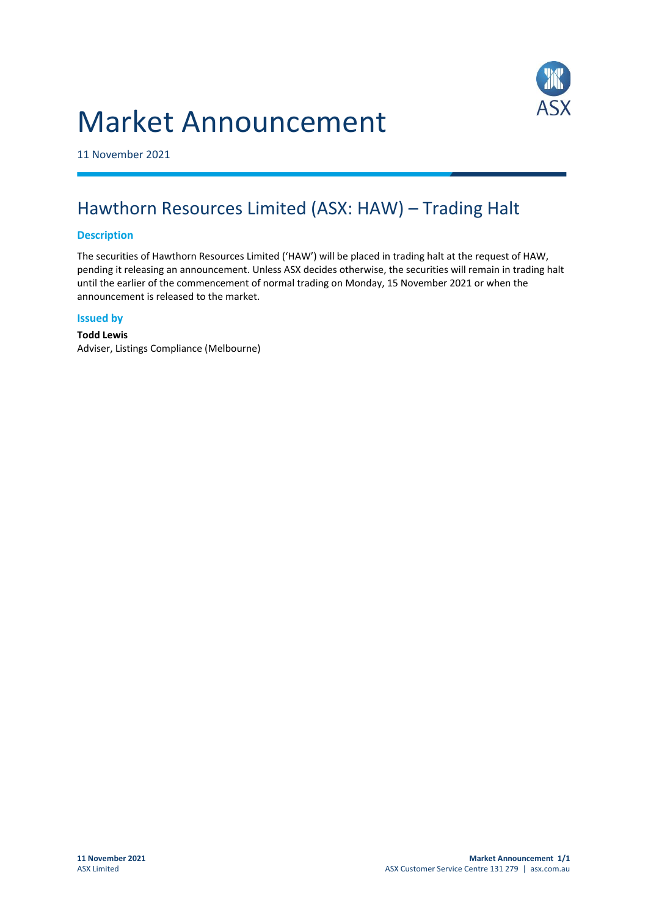# Market Announcement

11 November 2021

## Hawthorn Resources Limited (ASX: HAW) – Trading Halt

### Description

The securities of Hawthorn Resources Limited ('HAW') will be placed in trading halt at the request of HAW, pending it releasing an announcement. Unless ASX decides otherwise, the securities will remain in trading halt until the earlier of the commencement of normal trading on Monday, 15 November 2021 or when the announcement is released to the market.

### Issued by

**Todd Lewis**
Adviser, Listings Compliance (Melbourne)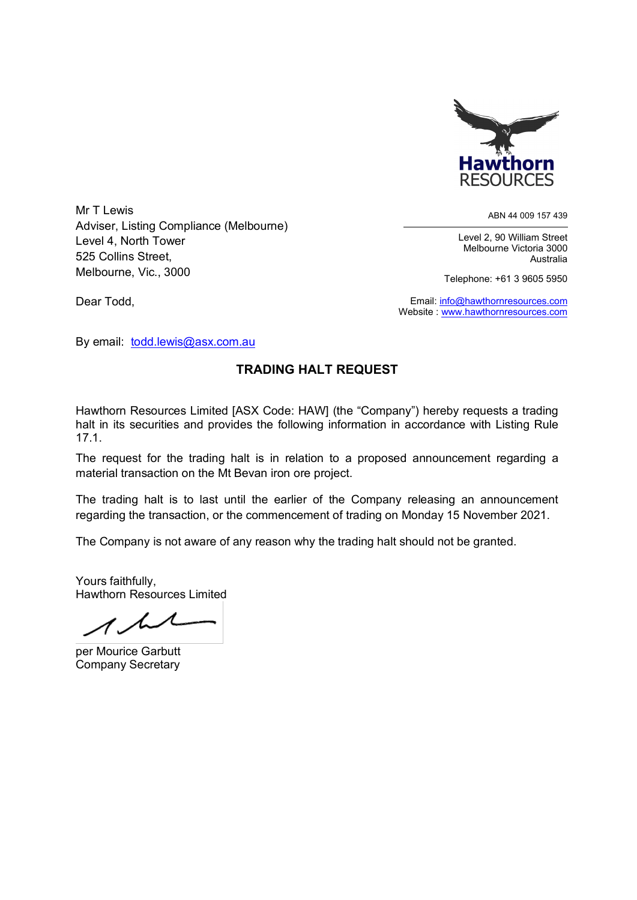Hawthorn RESOURCES

ABN 44 009 157 439

Level 2, 90 William Street
Melbourne Victoria 3000
Australia

Telephone: +61 3 9605 5950

Email: info@hawthornresources.com
Website : www.hawthornresources.com

Mr T Lewis
Adviser, Listing Compliance (Melbourne)
Level 4, North Tower
525 Collins Street,
Melbourne, Vic., 3000

Dear Todd,

By email: todd.lewis@asx.com.au

## TRADING HALT REQUEST

Hawthorn Resources Limited [ASX Code: HAW] (the "Company") hereby requests a trading halt in its securities and provides the following information in accordance with Listing Rule 17.1.

The request for the trading halt is in relation to a proposed announcement regarding a material transaction on the Mt Bevan iron ore project.

The trading halt is to last until the earlier of the Company releasing an announcement regarding the transaction, or the commencement of trading on Monday 15 November 2021.

The Company is not aware of any reason why the trading halt should not be granted.

Yours faithfully,
Hawthorn Resources Limited

per Mourice Garbutt
Company Secretary